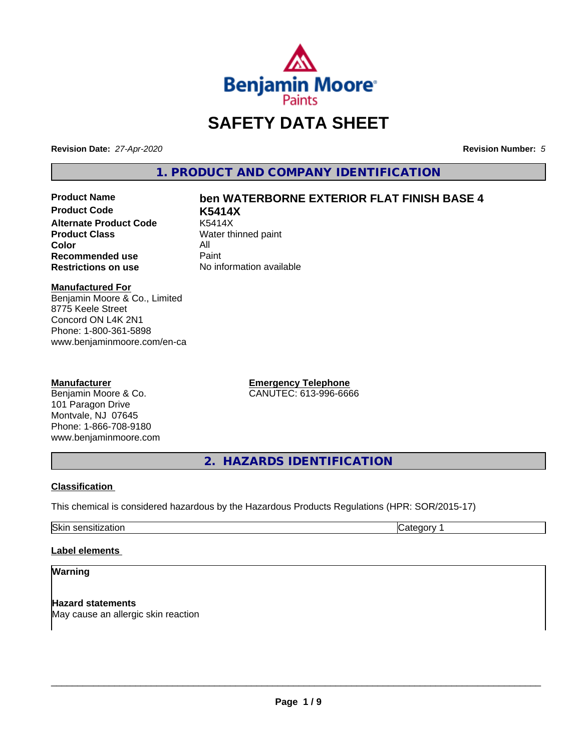# SAFETY DATA SHEET

**Revision Date:** *27-Apr-2020* **Revision Number:** *5*

## 1. PRODUCT AND COMPANY IDENTIFICATION

| | |
|---|---|
| **Product Name** | **ben WATERBORNE EXTERIOR FLAT FINISH BASE 4** |
| **Product Code** | **K5414X** |
| **Alternate Product Code** | K5414X |
| **Product Class** | Water thinned paint |
| **Color** | All |
| **Recommended use** | Paint |
| **Restrictions on use** | No information available |

**Manufactured For**
Benjamin Moore & Co., Limited
8775 Keele Street
Concord ON L4K 2N1
Phone: 1-800-361-5898
www.benjaminmoore.com/en-ca

**Manufacturer**
Benjamin Moore & Co.
101 Paragon Drive
Montvale, NJ 07645
Phone: 1-866-708-9180
www.benjaminmoore.com

**Emergency Telephone**
CANUTEC: 613-996-6666

## 2. HAZARDS IDENTIFICATION

**Classification**

This chemical is considered hazardous by the Hazardous Products Regulations (HPR: SOR/2015-17)

| | |
|---|---|
| Skin sensitization | Category 1 |

**Label elements**

**Warning**

**Hazard statements**
May cause an allergic skin reaction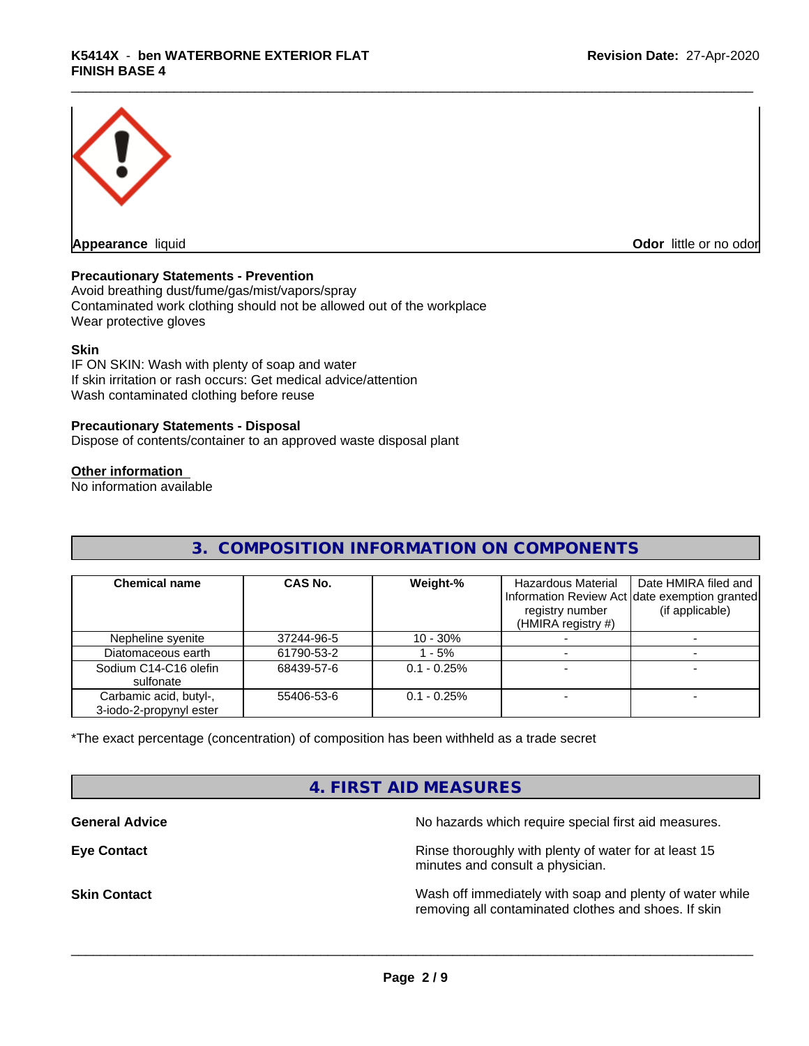**Appearance** liquid

**Odor** little or no odor

**Precautionary Statements - Prevention**
Avoid breathing dust/fume/gas/mist/vapors/spray
Contaminated work clothing should not be allowed out of the workplace
Wear protective gloves

**Skin**
IF ON SKIN: Wash with plenty of soap and water
If skin irritation or rash occurs: Get medical advice/attention
Wash contaminated clothing before reuse

**Precautionary Statements - Disposal**
Dispose of contents/container to an approved waste disposal plant

**Other information**
No information available

## 3. COMPOSITION INFORMATION ON COMPONENTS

| Chemical name | CAS No. | Weight-% | Hazardous Material Information Review Act registry number (HMIRA registry #) | Date HMIRA filed and date exemption granted (if applicable) |
|---|---|---|---|---|
| Nepheline syenite | 37244-96-5 | 10 - 30% | - | - |
| Diatomaceous earth | 61790-53-2 | 1 - 5% | - | - |
| Sodium C14-C16 olefin sulfonate | 68439-57-6 | 0.1 - 0.25% | - | - |
| Carbamic acid, butyl-, 3-iodo-2-propynyl ester | 55406-53-6 | 0.1 - 0.25% | - | - |

*The exact percentage (concentration) of composition has been withheld as a trade secret

## 4. FIRST AID MEASURES

**General Advice** No hazards which require special first aid measures.

**Eye Contact** Rinse thoroughly with plenty of water for at least 15 minutes and consult a physician.

**Skin Contact** Wash off immediately with soap and plenty of water while removing all contaminated clothes and shoes. If skin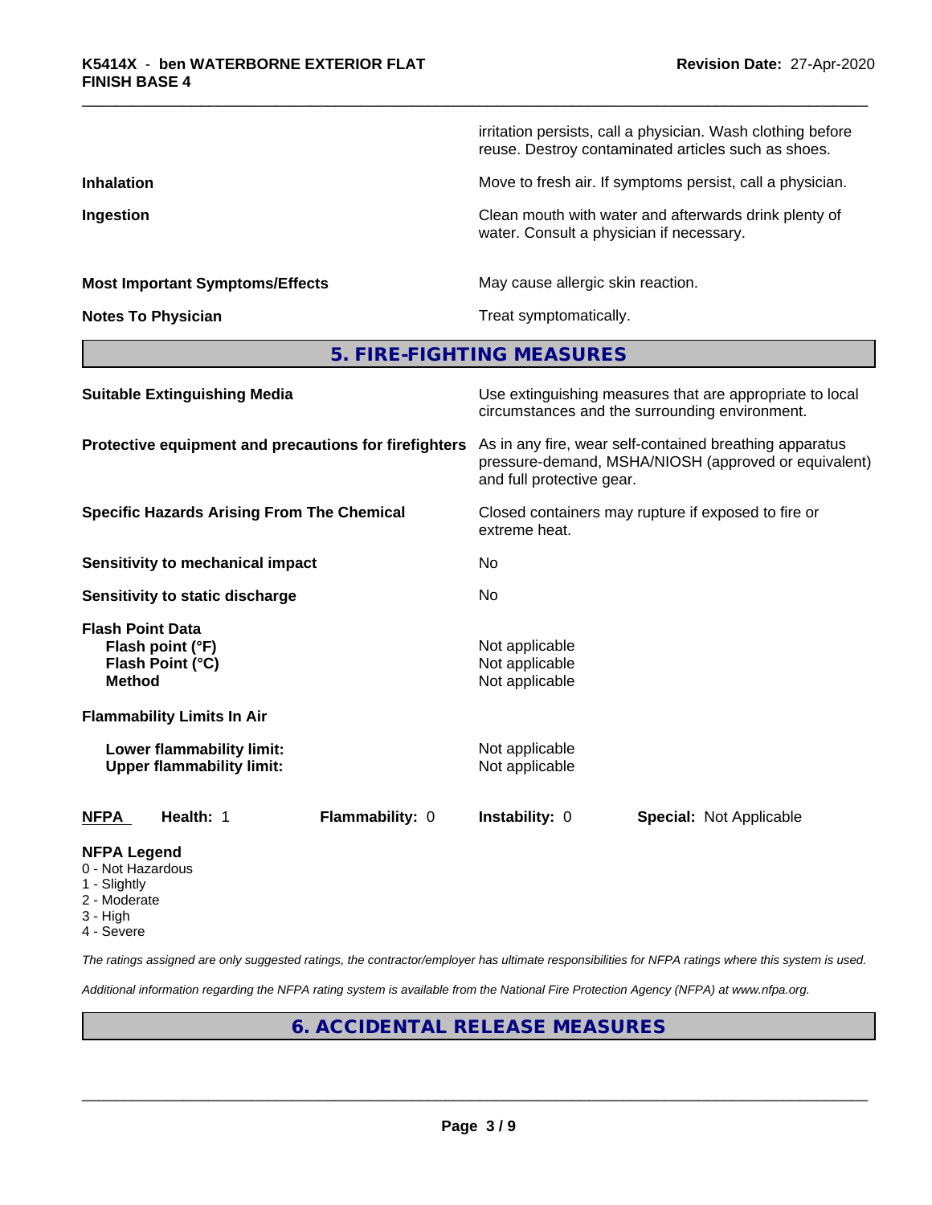irritation persists, call a physician. Wash clothing before reuse. Destroy contaminated articles such as shoes.

**Inhalation**
Move to fresh air. If symptoms persist, call a physician.

**Ingestion**
Clean mouth with water and afterwards drink plenty of water. Consult a physician if necessary.

**Most Important Symptoms/Effects**
May cause allergic skin reaction.

**Notes To Physician**
Treat symptomatically.

## 5. FIRE-FIGHTING MEASURES

**Suitable Extinguishing Media**
Use extinguishing measures that are appropriate to local circumstances and the surrounding environment.

**Protective equipment and precautions for firefighters**
As in any fire, wear self-contained breathing apparatus pressure-demand, MSHA/NIOSH (approved or equivalent) and full protective gear.

**Specific Hazards Arising From The Chemical**
Closed containers may rupture if exposed to fire or extreme heat.

**Sensitivity to mechanical impact**
No

**Sensitivity to static discharge**
No

**Flash Point Data**

- **Flash point (°F)**: Not applicable
- **Flash Point (°C)**: Not applicable
- **Method**: Not applicable

**Flammability Limits In Air**

- **Lower flammability limit:** Not applicable
- **Upper flammability limit:** Not applicable

| NFPA | Health: 1 | Flammability: 0 | Instability: 0 | Special: Not Applicable |
|---|---|---|---|---|

**NFPA Legend**

- 0 - Not Hazardous
- 1 - Slightly
- 2 - Moderate
- 3 - High
- 4 - Severe

*The ratings assigned are only suggested ratings, the contractor/employer has ultimate responsibilities for NFPA ratings where this system is used.*

*Additional information regarding the NFPA rating system is available from the National Fire Protection Agency (NFPA) at www.nfpa.org.*

## 6. ACCIDENTAL RELEASE MEASURES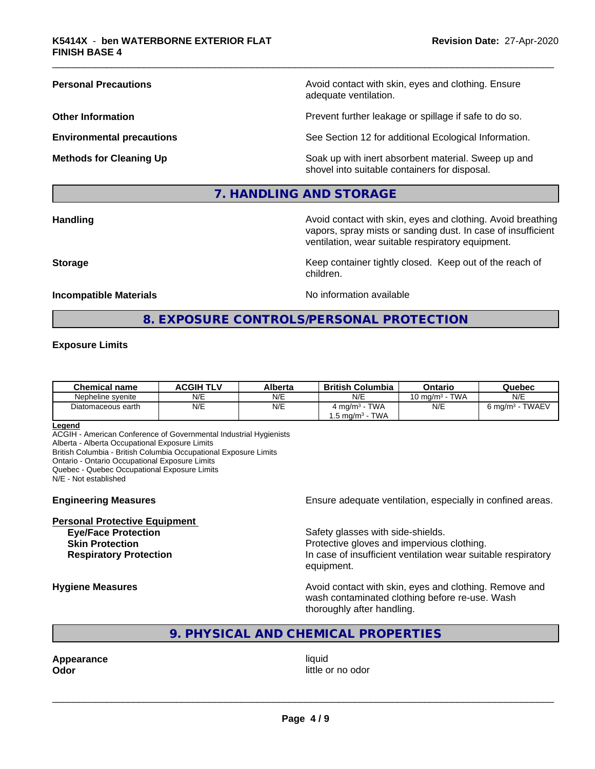**Personal Precautions** Avoid contact with skin, eyes and clothing. Ensure adequate ventilation.

**Other Information** Prevent further leakage or spillage if safe to do so.

**Environmental precautions** See Section 12 for additional Ecological Information.

**Methods for Cleaning Up** Soak up with inert absorbent material. Sweep up and shovel into suitable containers for disposal.

## 7. HANDLING AND STORAGE

**Handling** Avoid contact with skin, eyes and clothing. Avoid breathing vapors, spray mists or sanding dust. In case of insufficient ventilation, wear suitable respiratory equipment.

**Storage** Keep container tightly closed. Keep out of the reach of children.

**Incompatible Materials** No information available

## 8. EXPOSURE CONTROLS/PERSONAL PROTECTION

**Exposure Limits**

| Chemical name | ACGIH TLV | Alberta | British Columbia | Ontario | Quebec |
|---|---|---|---|---|---|
| Nepheline syenite | N/E | N/E | N/E | 10 mg/m³ - TWA | N/E |
| Diatomaceous earth | N/E | N/E | 4 mg/m³ - TWA<br>1.5 mg/m³ - TWA | N/E | 6 mg/m³ - TWAEV |

**Legend**
ACGIH - American Conference of Governmental Industrial Hygienists
Alberta - Alberta Occupational Exposure Limits
British Columbia - British Columbia Occupational Exposure Limits
Ontario - Ontario Occupational Exposure Limits
Quebec - Quebec Occupational Exposure Limits
N/E - Not established

**Engineering Measures** Ensure adequate ventilation, especially in confined areas.

**Personal Protective Equipment**
- **Eye/Face Protection** Safety glasses with side-shields.
- **Skin Protection** Protective gloves and impervious clothing.
- **Respiratory Protection** In case of insufficient ventilation wear suitable respiratory equipment.

**Hygiene Measures** Avoid contact with skin, eyes and clothing. Remove and wash contaminated clothing before re-use. Wash thoroughly after handling.

## 9. PHYSICAL AND CHEMICAL PROPERTIES

**Appearance** liquid
**Odor** little or no odor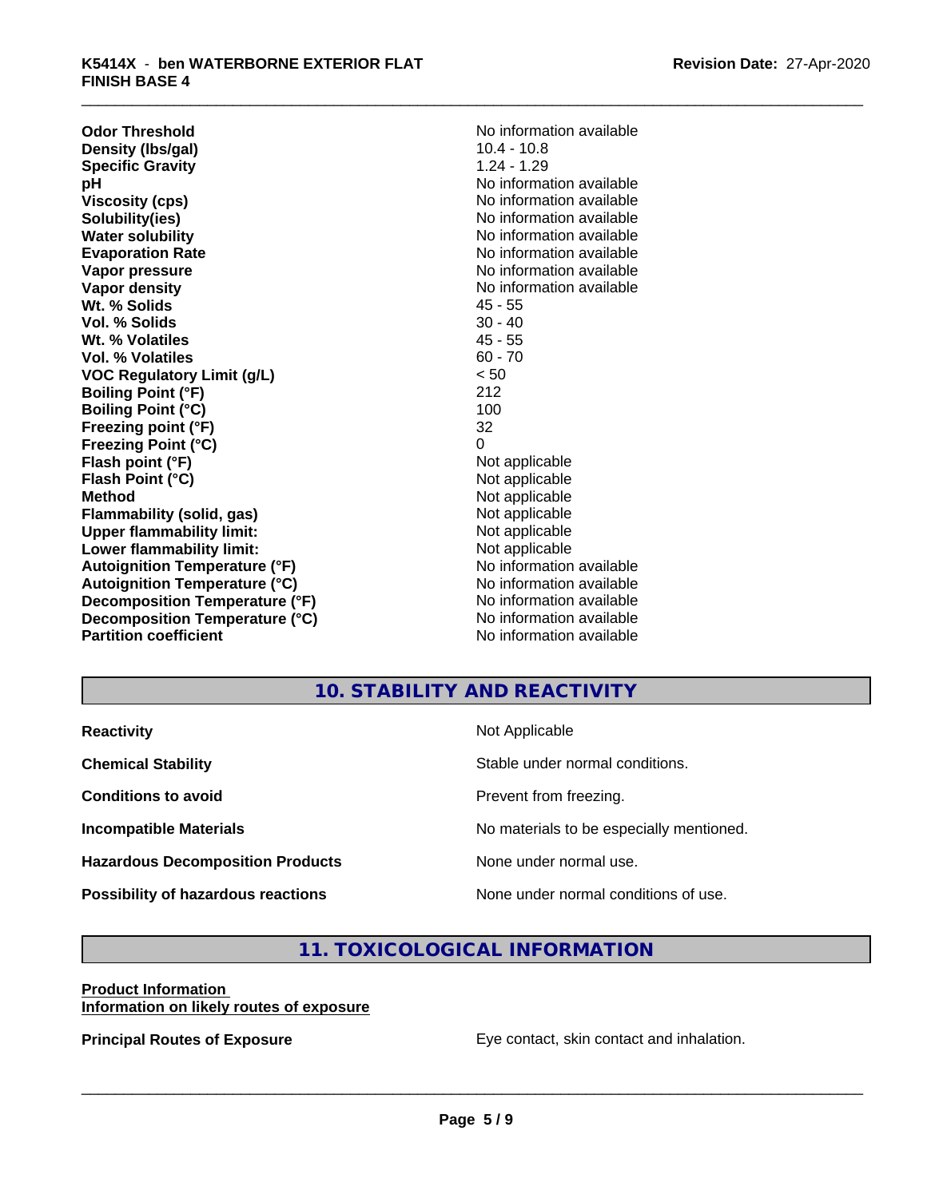| | |
|---|---|
| **Odor Threshold** | No information available |
| **Density (lbs/gal)** | 10.4 - 10.8 |
| **Specific Gravity** | 1.24 - 1.29 |
| **pH** | No information available |
| **Viscosity (cps)** | No information available |
| **Solubility(ies)** | No information available |
| **Water solubility** | No information available |
| **Evaporation Rate** | No information available |
| **Vapor pressure** | No information available |
| **Vapor density** | No information available |
| **Wt. % Solids** | 45 - 55 |
| **Vol. % Solids** | 30 - 40 |
| **Wt. % Volatiles** | 45 - 55 |
| **Vol. % Volatiles** | 60 - 70 |
| **VOC Regulatory Limit (g/L)** | < 50 |
| **Boiling Point (°F)** | 212 |
| **Boiling Point (°C)** | 100 |
| **Freezing point (°F)** | 32 |
| **Freezing Point (°C)** | 0 |
| **Flash point (°F)** | Not applicable |
| **Flash Point (°C)** | Not applicable |
| **Method** | Not applicable |
| **Flammability (solid, gas)** | Not applicable |
| **Upper flammability limit:** | Not applicable |
| **Lower flammability limit:** | Not applicable |
| **Autoignition Temperature (°F)** | No information available |
| **Autoignition Temperature (°C)** | No information available |
| **Decomposition Temperature (°F)** | No information available |
| **Decomposition Temperature (°C)** | No information available |
| **Partition coefficient** | No information available |

## 10. STABILITY AND REACTIVITY

| | |
|---|---|
| **Reactivity** | Not Applicable |
| **Chemical Stability** | Stable under normal conditions. |
| **Conditions to avoid** | Prevent from freezing. |
| **Incompatible Materials** | No materials to be especially mentioned. |
| **Hazardous Decomposition Products** | None under normal use. |
| **Possibility of hazardous reactions** | None under normal conditions of use. |

## 11. TOXICOLOGICAL INFORMATION

**Product Information**
**Information on likely routes of exposure**

**Principal Routes of Exposure** Eye contact, skin contact and inhalation.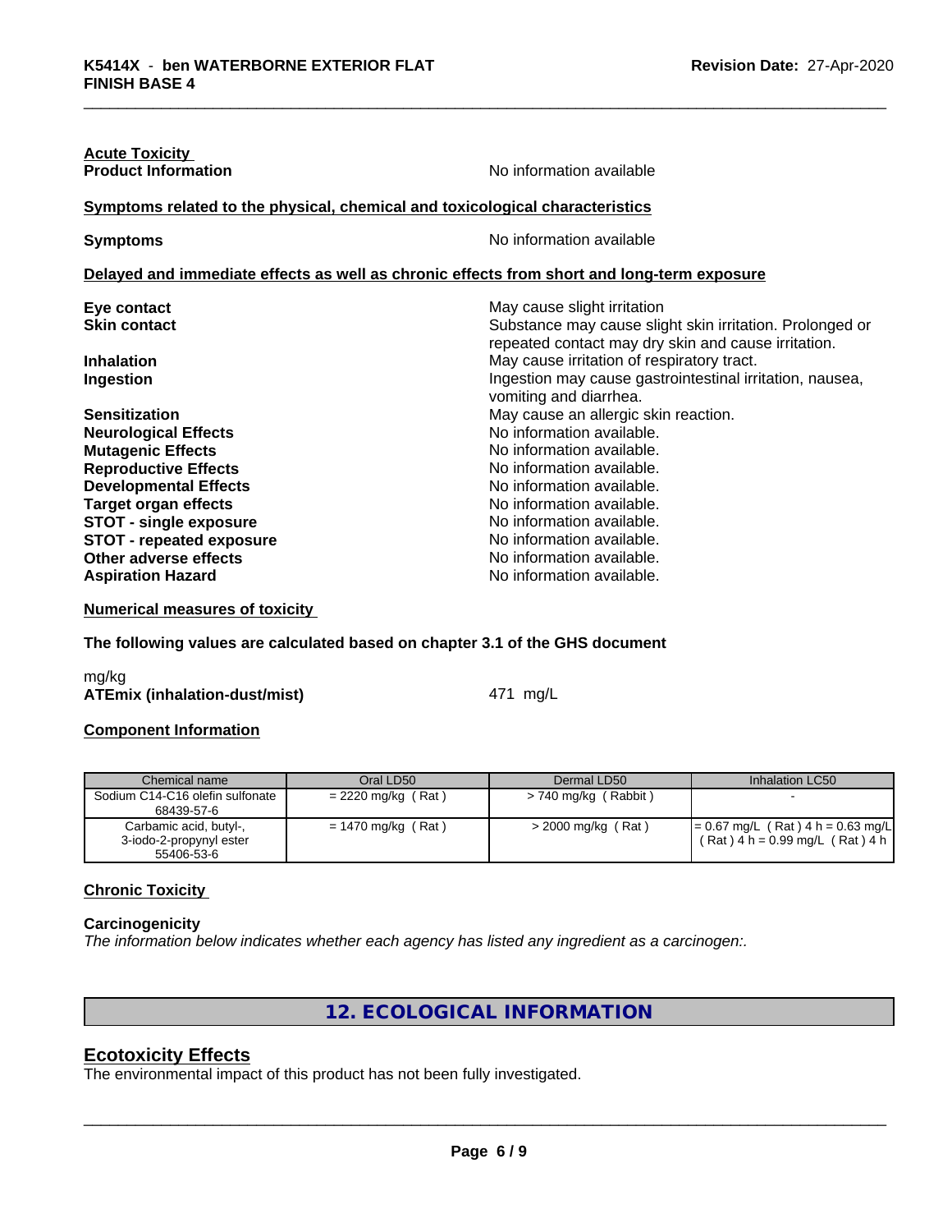**Acute Toxicity**

**Product Information** No information available

**Symptoms related to the physical, chemical and toxicological characteristics**

**Symptoms** No information available

**Delayed and immediate effects as well as chronic effects from short and long-term exposure**

| | |
|---|---|
| **Eye contact** | May cause slight irritation |
| **Skin contact** | Substance may cause slight skin irritation. Prolonged or repeated contact may dry skin and cause irritation. |
| **Inhalation** | May cause irritation of respiratory tract. |
| **Ingestion** | Ingestion may cause gastrointestinal irritation, nausea, vomiting and diarrhea. |
| **Sensitization** | May cause an allergic skin reaction. |
| **Neurological Effects** | No information available. |
| **Mutagenic Effects** | No information available. |
| **Reproductive Effects** | No information available. |
| **Developmental Effects** | No information available. |
| **Target organ effects** | No information available. |
| **STOT - single exposure** | No information available. |
| **STOT - repeated exposure** | No information available. |
| **Other adverse effects** | No information available. |
| **Aspiration Hazard** | No information available. |

**Numerical measures of toxicity**

**The following values are calculated based on chapter 3.1 of the GHS document**

mg/kg

**ATEmix (inhalation-dust/mist)** 471 mg/L

**Component Information**

| Chemical name | Oral LD50 | Dermal LD50 | Inhalation LC50 |
|---|---|---|---|
| Sodium C14-C16 olefin sulfonate 68439-57-6 | = 2220 mg/kg ( Rat ) | > 740 mg/kg ( Rabbit ) | - |
| Carbamic acid, butyl-, 3-iodo-2-propynyl ester 55406-53-6 | = 1470 mg/kg ( Rat ) | > 2000 mg/kg ( Rat ) | = 0.67 mg/L ( Rat ) 4 h = 0.63 mg/L ( Rat ) 4 h = 0.99 mg/L ( Rat ) 4 h |

**Chronic Toxicity**

**Carcinogenicity**

*The information below indicates whether each agency has listed any ingredient as a carcinogen:.*

## 12. ECOLOGICAL INFORMATION

## Ecotoxicity Effects

The environmental impact of this product has not been fully investigated.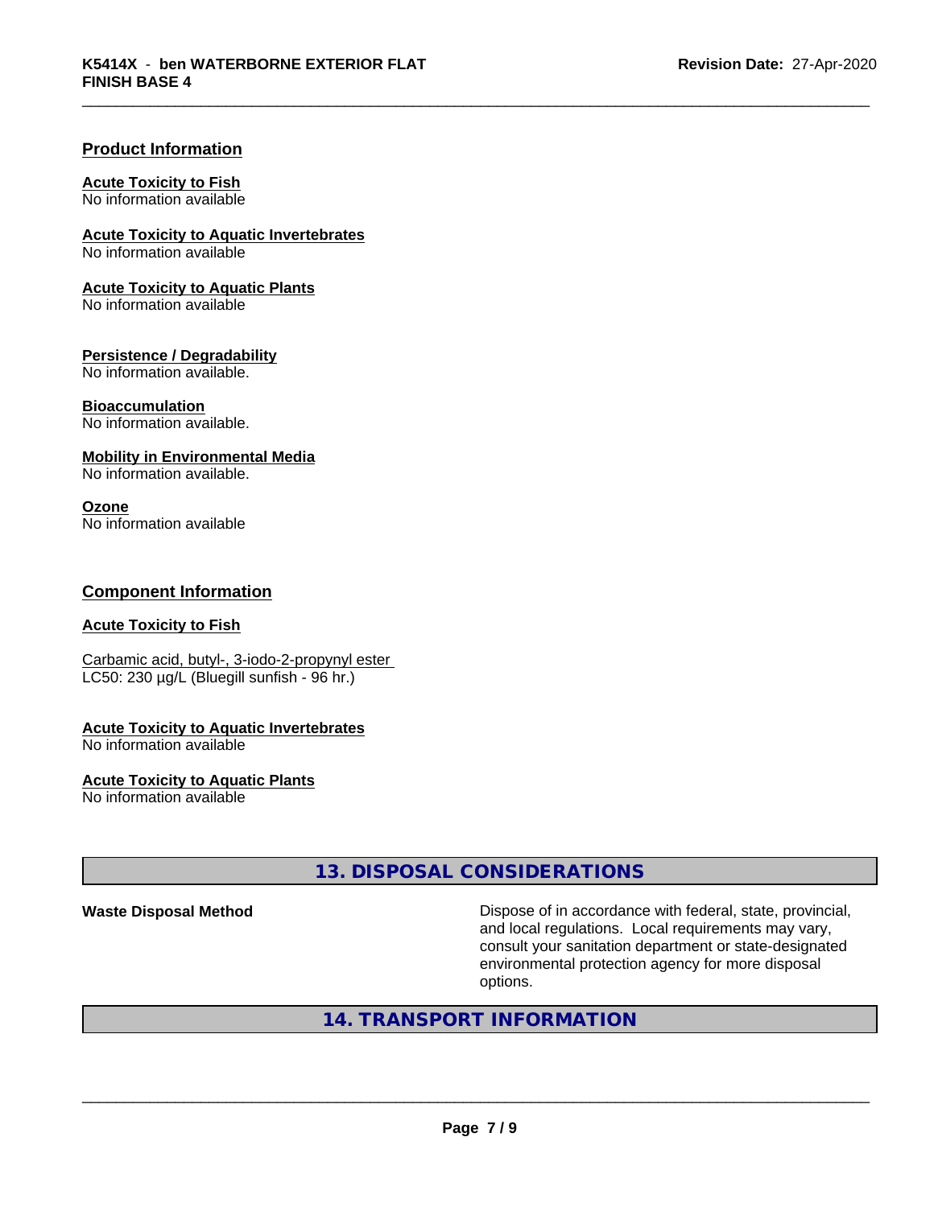## Product Information

**Acute Toxicity to Fish**
No information available

**Acute Toxicity to Aquatic Invertebrates**
No information available

**Acute Toxicity to Aquatic Plants**
No information available

**Persistence / Degradability**
No information available.

**Bioaccumulation**
No information available.

**Mobility in Environmental Media**
No information available.

**Ozone**
No information available

## Component Information

**Acute Toxicity to Fish**

Carbamic acid, butyl-, 3-iodo-2-propynyl ester
LC50: 230 µg/L (Bluegill sunfish - 96 hr.)

**Acute Toxicity to Aquatic Invertebrates**
No information available

**Acute Toxicity to Aquatic Plants**
No information available

# 13. DISPOSAL CONSIDERATIONS

**Waste Disposal Method**

Dispose of in accordance with federal, state, provincial, and local regulations. Local requirements may vary, consult your sanitation department or state-designated environmental protection agency for more disposal options.

# 14. TRANSPORT INFORMATION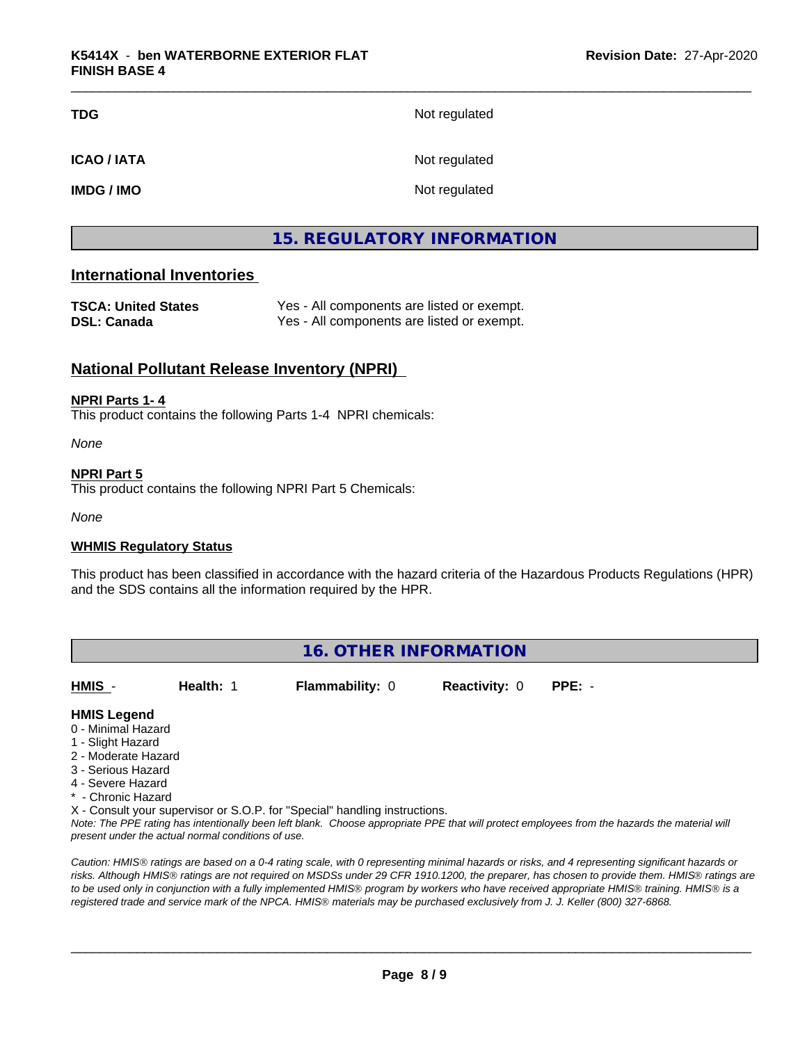| | |
|---|---|
| **TDG** | Not regulated |
| **ICAO / IATA** | Not regulated |
| **IMDG / IMO** | Not regulated |

## 15. REGULATORY INFORMATION

### International Inventories

| | |
|---|---|
| **TSCA: United States** | Yes - All components are listed or exempt. |
| **DSL: Canada** | Yes - All components are listed or exempt. |

### National Pollutant Release Inventory (NPRI)

**NPRI Parts 1- 4**

This product contains the following Parts 1-4 NPRI chemicals:

*None*

**NPRI Part 5**

This product contains the following NPRI Part 5 Chemicals:

*None*

**WHMIS Regulatory Status**

This product has been classified in accordance with the hazard criteria of the Hazardous Products Regulations (HPR) and the SDS contains all the information required by the HPR.

## 16. OTHER INFORMATION

| **HMIS** - | **Health:** 1 | **Flammability:** 0 | **Reactivity:** 0 | **PPE:** - |
|---|---|---|---|---|

**HMIS Legend**

0 - Minimal Hazard
1 - Slight Hazard
2 - Moderate Hazard
3 - Serious Hazard
4 - Severe Hazard
* - Chronic Hazard
X - Consult your supervisor or S.O.P. for "Special" handling instructions.

*Note: The PPE rating has intentionally been left blank. Choose appropriate PPE that will protect employees from the hazards the material will present under the actual normal conditions of use.*

*Caution: HMIS® ratings are based on a 0-4 rating scale, with 0 representing minimal hazards or risks, and 4 representing significant hazards or risks. Although HMIS® ratings are not required on MSDSs under 29 CFR 1910.1200, the preparer, has chosen to provide them. HMIS® ratings are to be used only in conjunction with a fully implemented HMIS® program by workers who have received appropriate HMIS® training. HMIS® is a registered trade and service mark of the NPCA. HMIS® materials may be purchased exclusively from J. J. Keller (800) 327-6868.*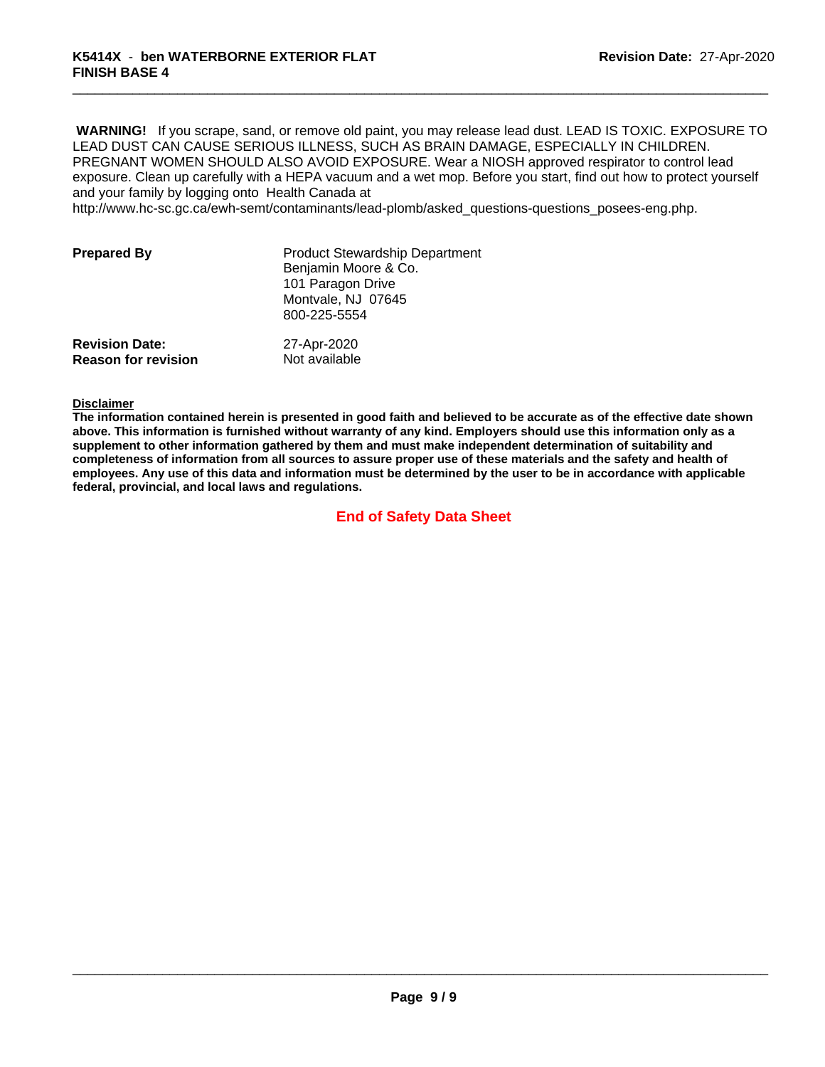**WARNING!** If you scrape, sand, or remove old paint, you may release lead dust. LEAD IS TOXIC. EXPOSURE TO LEAD DUST CAN CAUSE SERIOUS ILLNESS, SUCH AS BRAIN DAMAGE, ESPECIALLY IN CHILDREN. PREGNANT WOMEN SHOULD ALSO AVOID EXPOSURE. Wear a NIOSH approved respirator to control lead exposure. Clean up carefully with a HEPA vacuum and a wet mop. Before you start, find out how to protect yourself and your family by logging onto Health Canada at http://www.hc-sc.gc.ca/ewh-semt/contaminants/lead-plomb/asked_questions-questions_posees-eng.php.

| | |
|---|---|
| **Prepared By** | Product Stewardship Department<br>Benjamin Moore & Co.<br>101 Paragon Drive<br>Montvale, NJ 07645<br>800-225-5554 |
| **Revision Date:** | 27-Apr-2020 |
| **Reason for revision** | Not available |

**Disclaimer**

**The information contained herein is presented in good faith and believed to be accurate as of the effective date shown above. This information is furnished without warranty of any kind. Employers should use this information only as a supplement to other information gathered by them and must make independent determination of suitability and completeness of information from all sources to assure proper use of these materials and the safety and health of employees. Any use of this data and information must be determined by the user to be in accordance with applicable federal, provincial, and local laws and regulations.**

**End of Safety Data Sheet**